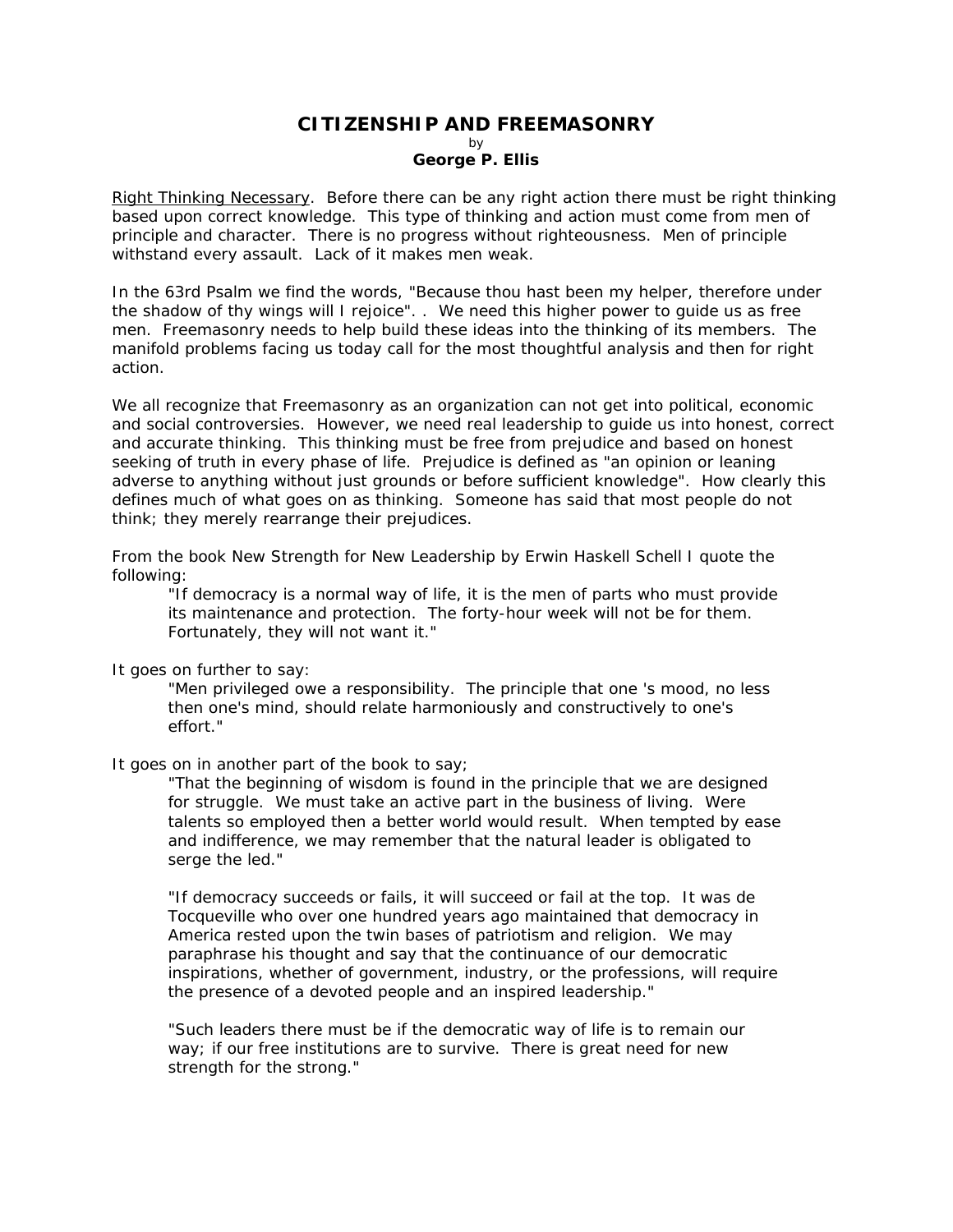# CITIZENSHIP AND FREEMASONRY

by

**George P. Ellis**

<u>Right Thinking Necessary</u>. Before there can be any right action there must be right thinking based upon correct knowledge. This type of thinking and action must come from men of principle and character. There is no progress without righteousness. Men of principle withstand every assault. Lack of it makes men weak.

In the 63rd Psalm we find the words, "Because thou hast been my helper, therefore under the shadow of thy wings will I rejoice". . We need this higher power to guide us as free men. Freemasonry needs to help build these ideas into the thinking of its members. The manifold problems facing us today call for the most thoughtful analysis and then for right action.

We all recognize that Freemasonry as an organization can not get into political, economic and social controversies. However, we need real leadership to guide us into honest, correct and accurate thinking. This thinking must be free from prejudice and based on honest seeking of truth in every phase of life. Prejudice is defined as "an opinion or leaning adverse to anything without just grounds or before sufficient knowledge". How clearly this defines much of what goes on as thinking. Someone has said that most people do not think; they merely rearrange their prejudices.

From the book New Strength for New Leadership by Erwin Haskell Schell I quote the following:

> "If democracy is a normal way of life, it is the men of parts who must provide its maintenance and protection. The forty-hour week will not be for them. Fortunately, they will not want it."

It goes on further to say:

> "Men privileged owe a responsibility. The principle that one 's mood, no less then one's mind, should relate harmoniously and constructively to one's effort."

It goes on in another part of the book to say;

> "That the beginning of wisdom is found in the principle that we are designed for struggle. We must take an active part in the business of living. Were talents so employed then a better world would result. When tempted by ease and indifference, we may remember that the natural leader is obligated to serge the led."
>
> "If democracy succeeds or fails, it will succeed or fail at the top. It was de Tocqueville who over one hundred years ago maintained that democracy in America rested upon the twin bases of patriotism and religion. We may paraphrase his thought and say that the continuance of our democratic inspirations, whether of government, industry, or the professions, will require the presence of a devoted people and an inspired leadership."
>
> "Such leaders there must be if the democratic way of life is to remain our way; if our free institutions are to survive. There is great need for new strength for the strong."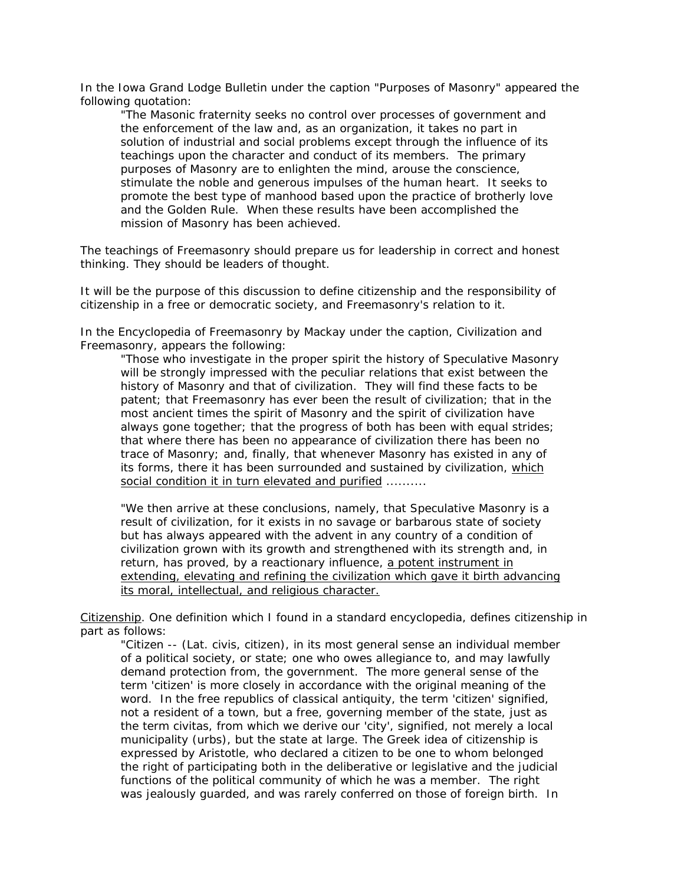In the Iowa Grand Lodge Bulletin under the caption "Purposes of Masonry" appeared the following quotation:

> "The Masonic fraternity seeks no control over processes of government and the enforcement of the law and, as an organization, it takes no part in solution of industrial and social problems except through the influence of its teachings upon the character and conduct of its members. The primary purposes of Masonry are to enlighten the mind, arouse the conscience, stimulate the noble and generous impulses of the human heart. It seeks to promote the best type of manhood based upon the practice of brotherly love and the Golden Rule. When these results have been accomplished the mission of Masonry has been achieved.

The teachings of Freemasonry should prepare us for leadership in correct and honest thinking. They should be leaders of thought.

It will be the purpose of this discussion to define citizenship and the responsibility of citizenship in a free or democratic society, and Freemasonry's relation to it.

In the Encyclopedia of Freemasonry by Mackay under the caption, Civilization and Freemasonry, appears the following:

> "Those who investigate in the proper spirit the history of Speculative Masonry will be strongly impressed with the peculiar relations that exist between the history of Masonry and that of civilization. They will find these facts to be patent; that Freemasonry has ever been the result of civilization; that in the most ancient times the spirit of Masonry and the spirit of civilization have always gone together; that the progress of both has been with equal strides; that where there has been no appearance of civilization there has been no trace of Masonry; and, finally, that whenever Masonry has existed in any of its forms, there it has been surrounded and sustained by civilization, <u>which social condition it in turn elevated and purified</u> ..........
>
> "We then arrive at these conclusions, namely, that Speculative Masonry is a result of civilization, for it exists in no savage or barbarous state of society but has always appeared with the advent in any country of a condition of civilization grown with its growth and strengthened with its strength and, in return, has proved, by a reactionary influence, <u>a potent instrument in extending, elevating and refining the civilization which gave it birth advancing its moral, intellectual, and religious character.</u>

<u>Citizenship</u>. One definition which I found in a standard encyclopedia, defines citizenship in part as follows:

> "Citizen -- (Lat. civis, citizen), in its most general sense an individual member of a political society, or state; one who owes allegiance to, and may lawfully demand protection from, the government. The more general sense of the term 'citizen' is more closely in accordance with the original meaning of the word. In the free republics of classical antiquity, the term 'citizen' signified, not a resident of a town, but a free, governing member of the state, just as the term civitas, from which we derive our 'city', signified, not merely a local municipality (urbs), but the state at large. The Greek idea of citizenship is expressed by Aristotle, who declared a citizen to be one to whom belonged the right of participating both in the deliberative or legislative and the judicial functions of the political community of which he was a member. The right was jealously guarded, and was rarely conferred on those of foreign birth. In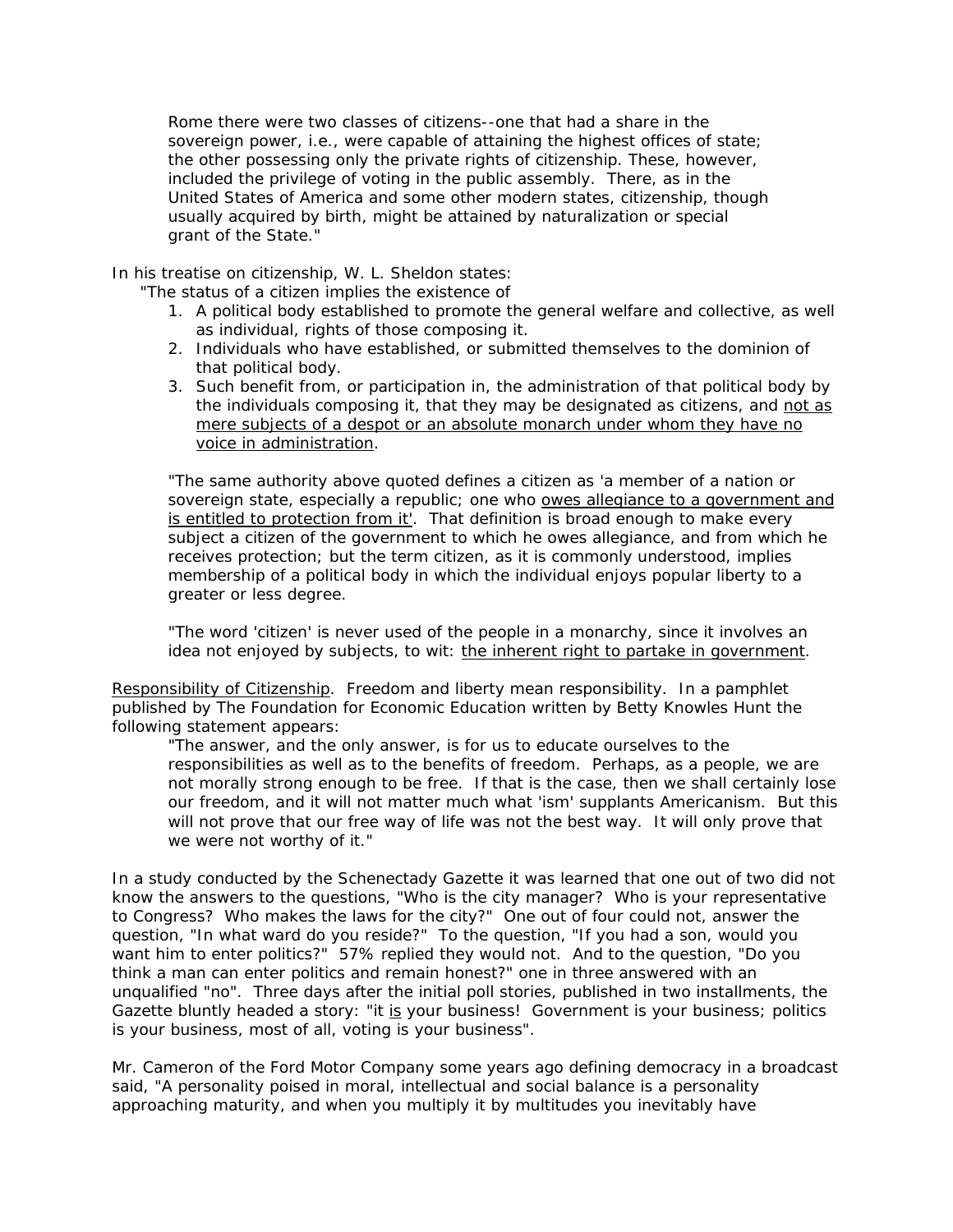Rome there were two classes of citizens--one that had a share in the sovereign power, i.e., were capable of attaining the highest offices of state; the other possessing only the private rights of citizenship. These, however, included the privilege of voting in the public assembly. There, as in the United States of America and some other modern states, citizenship, though usually acquired by birth, might be attained by naturalization or special grant of the State."

In his treatise on citizenship, W. L. Sheldon states:

"The status of a citizen implies the existence of

1. A political body established to promote the general welfare and collective, as well as individual, rights of those composing it.
2. Individuals who have established, or submitted themselves to the dominion of that political body.
3. Such benefit from, or participation in, the administration of that political body by the individuals composing it, that they may be designated as citizens, and <u>not as mere subjects of a despot or an absolute monarch under whom they have no voice in administration</u>.

"The same authority above quoted defines a citizen as 'a member of a nation or sovereign state, especially a republic; one who <u>owes allegiance to a government and is entitled to protection from it</u>'. That definition is broad enough to make every subject a citizen of the government to which he owes allegiance, and from which he receives protection; but the term citizen, as it is commonly understood, implies membership of a political body in which the individual enjoys popular liberty to a greater or less degree.

"The word 'citizen' is never used of the people in a monarchy, since it involves an idea not enjoyed by subjects, to wit: <u>the inherent right to partake in government</u>.

<u>Responsibility of Citizenship</u>. Freedom and liberty mean responsibility. In a pamphlet published by The Foundation for Economic Education written by Betty Knowles Hunt the following statement appears:

"The answer, and the only answer, is for us to educate ourselves to the responsibilities as well as to the benefits of freedom. Perhaps, as a people, we are not morally strong enough to be free. If that is the case, then we shall certainly lose our freedom, and it will not matter much what 'ism' supplants Americanism. But this will not prove that our free way of life was not the best way. It will only prove that we were not worthy of it."

In a study conducted by the Schenectady Gazette it was learned that one out of two did not know the answers to the questions, "Who is the city manager? Who is your representative to Congress? Who makes the laws for the city?" One out of four could not, answer the question, "In what ward do you reside?" To the question, "If you had a son, would you want him to enter politics?" 57% replied they would not. And to the question, "Do you think a man can enter politics and remain honest?" one in three answered with an unqualified "no". Three days after the initial poll stories, published in two installments, the Gazette bluntly headed a story: "it <u>is</u> your business! Government is your business; politics is your business, most of all, voting is your business".

Mr. Cameron of the Ford Motor Company some years ago defining democracy in a broadcast said, "A personality poised in moral, intellectual and social balance is a personality approaching maturity, and when you multiply it by multitudes you inevitably have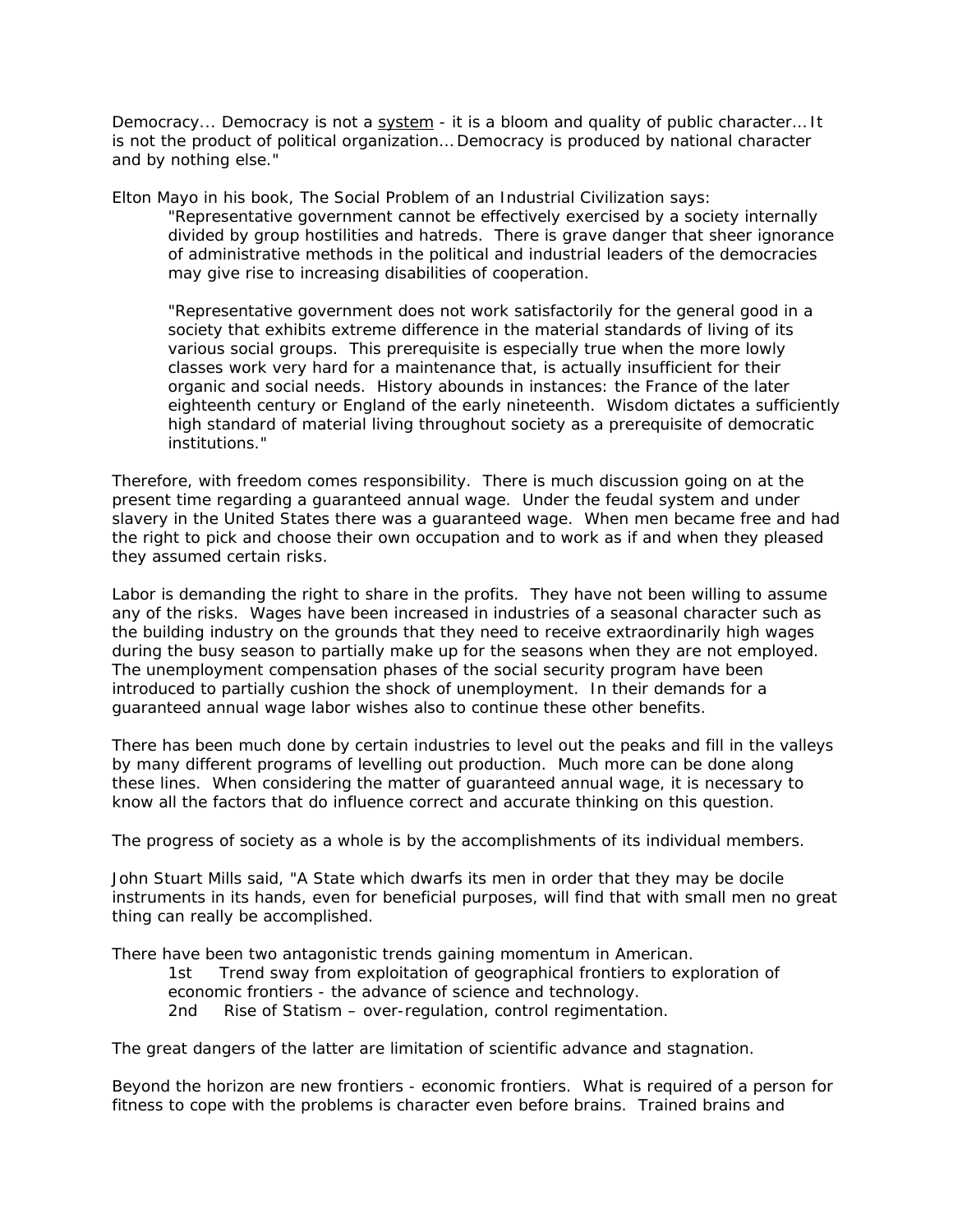Democracy... Democracy is not a <u>system</u> - it is a bloom and quality of public character... It is not the product of political organization... Democracy is produced by national character and by nothing else."

Elton Mayo in his book, The Social Problem of an Industrial Civilization says:

> "Representative government cannot be effectively exercised by a society internally divided by group hostilities and hatreds. There is grave danger that sheer ignorance of administrative methods in the political and industrial leaders of the democracies may give rise to increasing disabilities of cooperation.
>
> "Representative government does not work satisfactorily for the general good in a society that exhibits extreme difference in the material standards of living of its various social groups. This prerequisite is especially true when the more lowly classes work very hard for a maintenance that, is actually insufficient for their organic and social needs. History abounds in instances: the France of the later eighteenth century or England of the early nineteenth. Wisdom dictates a sufficiently high standard of material living throughout society as a prerequisite of democratic institutions."

Therefore, with freedom comes responsibility. There is much discussion going on at the present time regarding a guaranteed annual wage. Under the feudal system and under slavery in the United States there was a guaranteed wage. When men became free and had the right to pick and choose their own occupation and to work as if and when they pleased they assumed certain risks.

Labor is demanding the right to share in the profits. They have not been willing to assume any of the risks. Wages have been increased in industries of a seasonal character such as the building industry on the grounds that they need to receive extraordinarily high wages during the busy season to partially make up for the seasons when they are not employed. The unemployment compensation phases of the social security program have been introduced to partially cushion the shock of unemployment. In their demands for a guaranteed annual wage labor wishes also to continue these other benefits.

There has been much done by certain industries to level out the peaks and fill in the valleys by many different programs of levelling out production. Much more can be done along these lines. When considering the matter of guaranteed annual wage, it is necessary to know all the factors that do influence correct and accurate thinking on this question.

The progress of society as a whole is by the accomplishments of its individual members.

John Stuart Mills said, "A State which dwarfs its men in order that they may be docile instruments in its hands, even for beneficial purposes, will find that with small men no great thing can really be accomplished.

There have been two antagonistic trends gaining momentum in American.

> 1st Trend sway from exploitation of geographical frontiers to exploration of economic frontiers - the advance of science and technology.
> 2nd Rise of Statism – over-regulation, control regimentation.

The great dangers of the latter are limitation of scientific advance and stagnation.

Beyond the horizon are new frontiers - economic frontiers. What is required of a person for fitness to cope with the problems is character even before brains. Trained brains and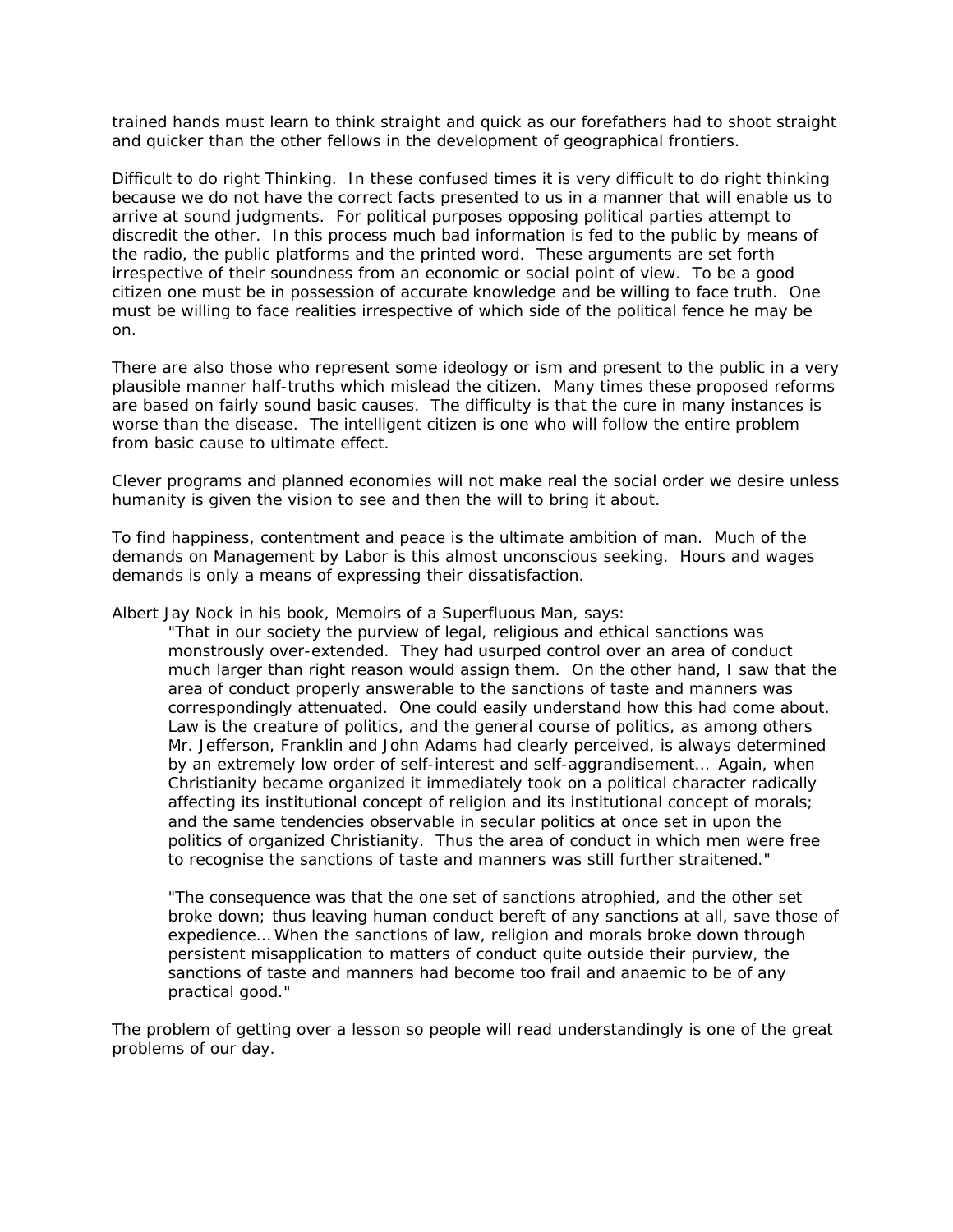trained hands must learn to think straight and quick as our forefathers had to shoot straight and quicker than the other fellows in the development of geographical frontiers.

<u>Difficult to do right Thinking</u>. In these confused times it is very difficult to do right thinking because we do not have the correct facts presented to us in a manner that will enable us to arrive at sound judgments. For political purposes opposing political parties attempt to discredit the other. In this process much bad information is fed to the public by means of the radio, the public platforms and the printed word. These arguments are set forth irrespective of their soundness from an economic or social point of view. To be a good citizen one must be in possession of accurate knowledge and be willing to face truth. One must be willing to face realities irrespective of which side of the political fence he may be on.

There are also those who represent some ideology or ism and present to the public in a very plausible manner half-truths which mislead the citizen. Many times these proposed reforms are based on fairly sound basic causes. The difficulty is that the cure in many instances is worse than the disease. The intelligent citizen is one who will follow the entire problem from basic cause to ultimate effect.

Clever programs and planned economies will not make real the social order we desire unless humanity is given the vision to see and then the will to bring it about.

To find happiness, contentment and peace is the ultimate ambition of man. Much of the demands on Management by Labor is this almost unconscious seeking. Hours and wages demands is only a means of expressing their dissatisfaction.

Albert Jay Nock in his book, Memoirs of a Superfluous Man, says:

> "That in our society the purview of legal, religious and ethical sanctions was monstrously over-extended. They had usurped control over an area of conduct much larger than right reason would assign them. On the other hand, I saw that the area of conduct properly answerable to the sanctions of taste and manners was correspondingly attenuated. One could easily understand how this had come about. Law is the creature of politics, and the general course of politics, as among others Mr. Jefferson, Franklin and John Adams had clearly perceived, is always determined by an extremely low order of self-interest and self-aggrandisement... Again, when Christianity became organized it immediately took on a political character radically affecting its institutional concept of religion and its institutional concept of morals; and the same tendencies observable in secular politics at once set in upon the politics of organized Christianity. Thus the area of conduct in which men were free to recognise the sanctions of taste and manners was still further straitened."
>
> "The consequence was that the one set of sanctions atrophied, and the other set broke down; thus leaving human conduct bereft of any sanctions at all, save those of expedience... When the sanctions of law, religion and morals broke down through persistent misapplication to matters of conduct quite outside their purview, the sanctions of taste and manners had become too frail and anaemic to be of any practical good."

The problem of getting over a lesson so people will read understandingly is one of the great problems of our day.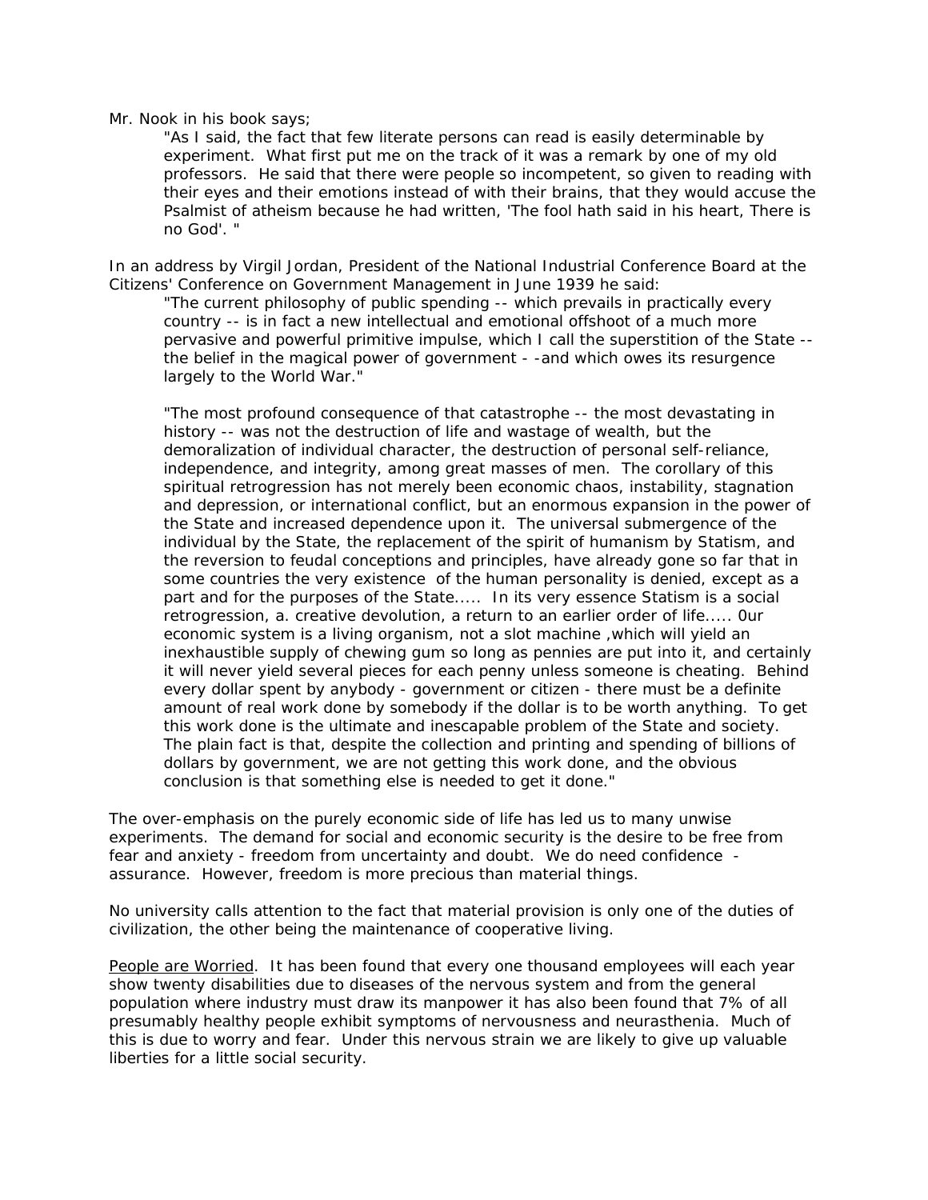Mr. Nook in his book says;

> "As I said, the fact that few literate persons can read is easily determinable by experiment. What first put me on the track of it was a remark by one of my old professors. He said that there were people so incompetent, so given to reading with their eyes and their emotions instead of with their brains, that they would accuse the Psalmist of atheism because he had written, 'The fool hath said in his heart, There is no God'. "

In an address by Virgil Jordan, President of the National Industrial Conference Board at the Citizens' Conference on Government Management in June 1939 he said:

> "The current philosophy of public spending -- which prevails in practically every country -- is in fact a new intellectual and emotional offshoot of a much more pervasive and powerful primitive impulse, which I call the superstition of the State -- the belief in the magical power of government - -and which owes its resurgence largely to the World War."
>
> "The most profound consequence of that catastrophe -- the most devastating in history -- was not the destruction of life and wastage of wealth, but the demoralization of individual character, the destruction of personal self-reliance, independence, and integrity, among great masses of men. The corollary of this spiritual retrogression has not merely been economic chaos, instability, stagnation and depression, or international conflict, but an enormous expansion in the power of the State and increased dependence upon it. The universal submergence of the individual by the State, the replacement of the spirit of humanism by Statism, and the reversion to feudal conceptions and principles, have already gone so far that in some countries the very existence of the human personality is denied, except as a part and for the purposes of the State..... In its very essence Statism is a social retrogression, a. creative devolution, a return to an earlier order of life..... 0ur economic system is a living organism, not a slot machine ,which will yield an inexhaustible supply of chewing gum so long as pennies are put into it, and certainly it will never yield several pieces for each penny unless someone is cheating. Behind every dollar spent by anybody - government or citizen - there must be a definite amount of real work done by somebody if the dollar is to be worth anything. To get this work done is the ultimate and inescapable problem of the State and society. The plain fact is that, despite the collection and printing and spending of billions of dollars by government, we are not getting this work done, and the obvious conclusion is that something else is needed to get it done."

The over-emphasis on the purely economic side of life has led us to many unwise experiments. The demand for social and economic security is the desire to be free from fear and anxiety - freedom from uncertainty and doubt. We do need confidence - assurance. However, freedom is more precious than material things.

No university calls attention to the fact that material provision is only one of the duties of civilization, the other being the maintenance of cooperative living.

People are Worried. It has been found that every one thousand employees will each year show twenty disabilities due to diseases of the nervous system and from the general population where industry must draw its manpower it has also been found that 7% of all presumably healthy people exhibit symptoms of nervousness and neurasthenia. Much of this is due to worry and fear. Under this nervous strain we are likely to give up valuable liberties for a little social security.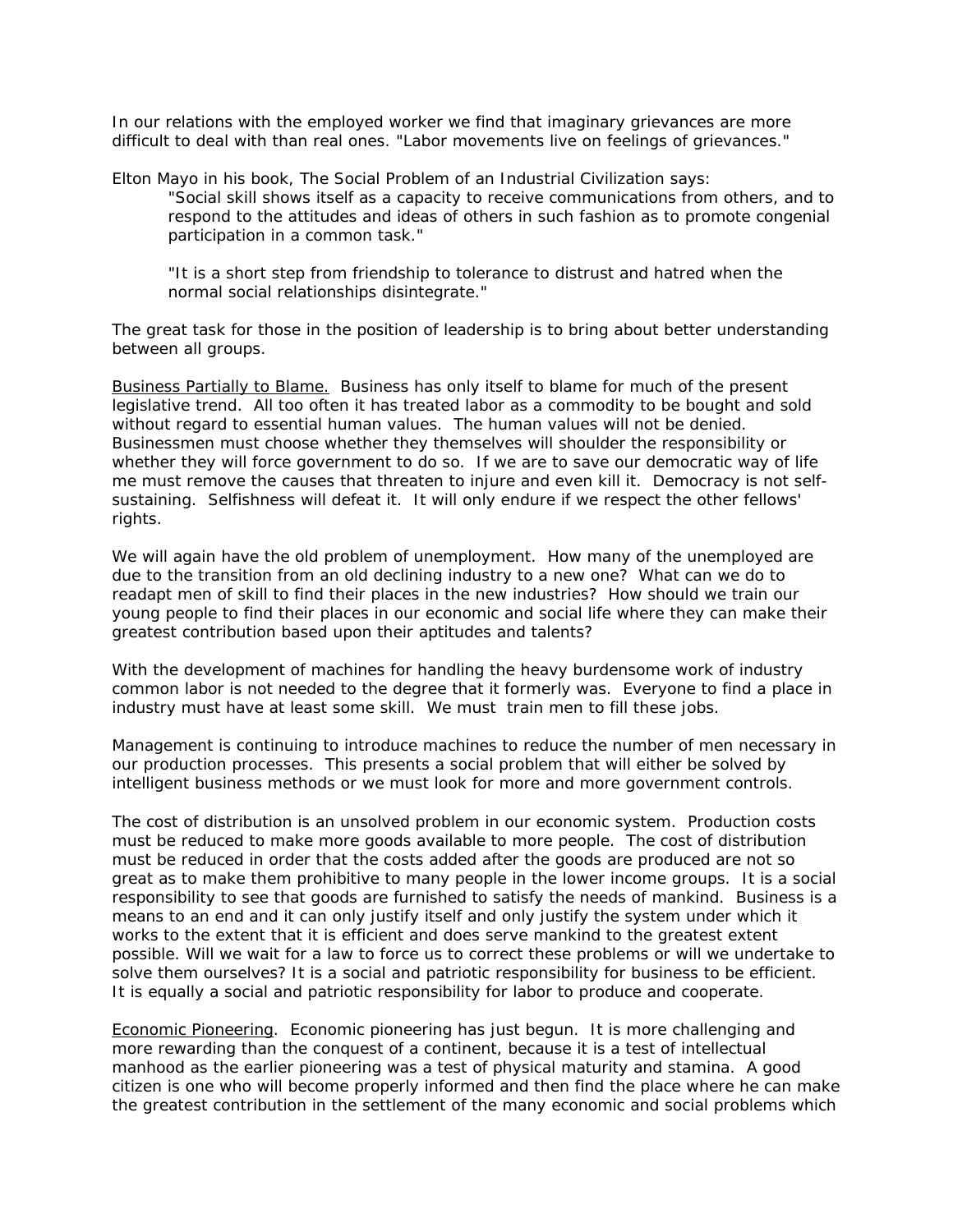In our relations with the employed worker we find that imaginary grievances are more difficult to deal with than real ones. "Labor movements live on feelings of grievances."

Elton Mayo in his book, The Social Problem of an Industrial Civilization says:

> "Social skill shows itself as a capacity to receive communications from others, and to respond to the attitudes and ideas of others in such fashion as to promote congenial participation in a common task."
>
> "It is a short step from friendship to tolerance to distrust and hatred when the normal social relationships disintegrate."

The great task for those in the position of leadership is to bring about better understanding between all groups.

Business Partially to Blame. Business has only itself to blame for much of the present legislative trend. All too often it has treated labor as a commodity to be bought and sold without regard to essential human values. The human values will not be denied. Businessmen must choose whether they themselves will shoulder the responsibility or whether they will force government to do so. If we are to save our democratic way of life me must remove the causes that threaten to injure and even kill it. Democracy is not self-sustaining. Selfishness will defeat it. It will only endure if we respect the other fellows' rights.

We will again have the old problem of unemployment. How many of the unemployed are due to the transition from an old declining industry to a new one? What can we do to readapt men of skill to find their places in the new industries? How should we train our young people to find their places in our economic and social life where they can make their greatest contribution based upon their aptitudes and talents?

With the development of machines for handling the heavy burdensome work of industry common labor is not needed to the degree that it formerly was. Everyone to find a place in industry must have at least some skill. We must train men to fill these jobs.

Management is continuing to introduce machines to reduce the number of men necessary in our production processes. This presents a social problem that will either be solved by intelligent business methods or we must look for more and more government controls.

The cost of distribution is an unsolved problem in our economic system. Production costs must be reduced to make more goods available to more people. The cost of distribution must be reduced in order that the costs added after the goods are produced are not so great as to make them prohibitive to many people in the lower income groups. It is a social responsibility to see that goods are furnished to satisfy the needs of mankind. Business is a means to an end and it can only justify itself and only justify the system under which it works to the extent that it is efficient and does serve mankind to the greatest extent possible. Will we wait for a law to force us to correct these problems or will we undertake to solve them ourselves? It is a social and patriotic responsibility for business to be efficient. It is equally a social and patriotic responsibility for labor to produce and cooperate.

Economic Pioneering. Economic pioneering has just begun. It is more challenging and more rewarding than the conquest of a continent, because it is a test of intellectual manhood as the earlier pioneering was a test of physical maturity and stamina. A good citizen is one who will become properly informed and then find the place where he can make the greatest contribution in the settlement of the many economic and social problems which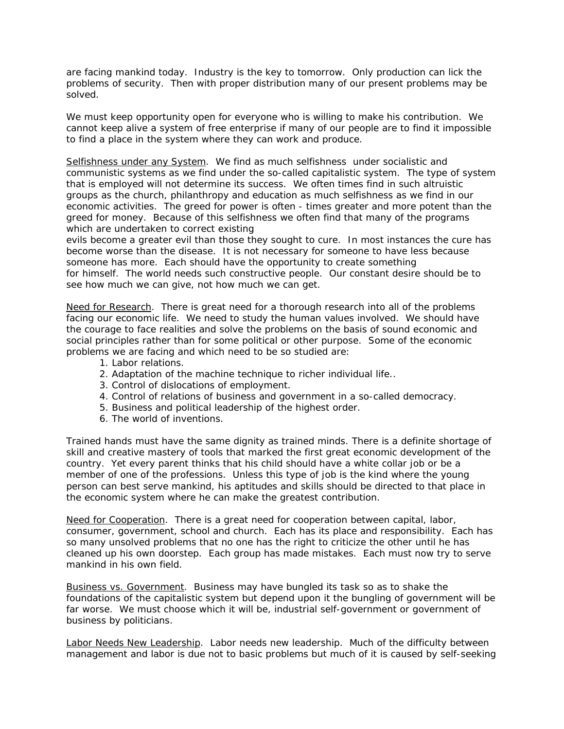are facing mankind today. Industry is the key to tomorrow. Only production can lick the problems of security. Then with proper distribution many of our present problems may be solved.

We must keep opportunity open for everyone who is willing to make his contribution. We cannot keep alive a system of free enterprise if many of our people are to find it impossible to find a place in the system where they can work and produce.

<u>Selfishness under any System</u>. We find as much selfishness under socialistic and communistic systems as we find under the so-called capitalistic system. The type of system that is employed will not determine its success. We often times find in such altruistic groups as the church, philanthropy and education as much selfishness as we find in our economic activities. The greed for power is often - times greater and more potent than the greed for money. Because of this selfishness we often find that many of the programs which are undertaken to correct existing evils become a greater evil than those they sought to cure. In most instances the cure has become worse than the disease. It is not necessary for someone to have less because someone has more. Each should have the opportunity to create something for himself. The world needs such constructive people. Our constant desire should be to see how much we can give, not how much we can get.

<u>Need for Research</u>. There is great need for a thorough research into all of the problems facing our economic life. We need to study the human values involved. We should have the courage to face realities and solve the problems on the basis of sound economic and social principles rather than for some political or other purpose. Some of the economic problems we are facing and which need to be so studied are:

1. Labor relations.
2. Adaptation of the machine technique to richer individual life..
3. Control of dislocations of employment.
4. Control of relations of business and government in a so-called democracy.
5. Business and political leadership of the highest order.
6. The world of inventions.

Trained hands must have the same dignity as trained minds. There is a definite shortage of skill and creative mastery of tools that marked the first great economic development of the country. Yet every parent thinks that his child should have a white collar job or be a member of one of the professions. Unless this type of job is the kind where the young person can best serve mankind, his aptitudes and skills should be directed to that place in the economic system where he can make the greatest contribution.

<u>Need for Cooperation</u>. There is a great need for cooperation between capital, labor, consumer, government, school and church. Each has its place and responsibility. Each has so many unsolved problems that no one has the right to criticize the other until he has cleaned up his own doorstep. Each group has made mistakes. Each must now try to serve mankind in his own field.

<u>Business vs. Government</u>. Business may have bungled its task so as to shake the foundations of the capitalistic system but depend upon it the bungling of government will be far worse. We must choose which it will be, industrial self-government or government of business by politicians.

<u>Labor Needs New Leadership</u>. Labor needs new leadership. Much of the difficulty between management and labor is due not to basic problems but much of it is caused by self-seeking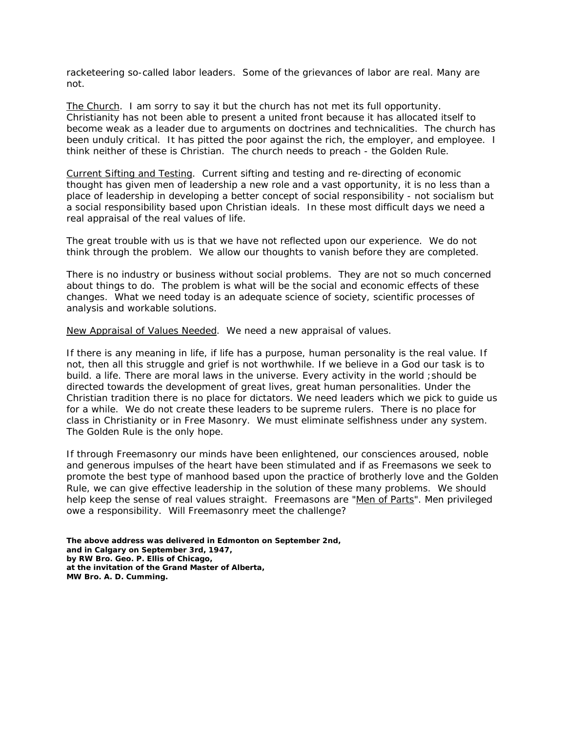racketeering so-called labor leaders. Some of the grievances of labor are real. Many are not.

<u>The Church</u>. I am sorry to say it but the church has not met its full opportunity. Christianity has not been able to present a united front because it has allocated itself to become weak as a leader due to arguments on doctrines and technicalities. The church has been unduly critical. It has pitted the poor against the rich, the employer, and employee. I think neither of these is Christian. The church needs to preach - the Golden Rule.

<u>Current Sifting and Testing</u>. Current sifting and testing and re-directing of economic thought has given men of leadership a new role and a vast opportunity, it is no less than a place of leadership in developing a better concept of social responsibility - not socialism but a social responsibility based upon Christian ideals. In these most difficult days we need a real appraisal of the real values of life.

The great trouble with us is that we have not reflected upon our experience. We do not think through the problem. We allow our thoughts to vanish before they are completed.

There is no industry or business without social problems. They are not so much concerned about things to do. The problem is what will be the social and economic effects of these changes. What we need today is an adequate science of society, scientific processes of analysis and workable solutions.

<u>New Appraisal of Values Needed</u>. We need a new appraisal of values.

If there is any meaning in life, if life has a purpose, human personality is the real value. If not, then all this struggle and grief is not worthwhile. If we believe in a God our task is to build. a life. There are moral laws in the universe. Every activity in the world ;should be directed towards the development of great lives, great human personalities. Under the Christian tradition there is no place for dictators. We need leaders which we pick to guide us for a while. We do not create these leaders to be supreme rulers. There is no place for class in Christianity or in Free Masonry. We must eliminate selfishness under any system. The Golden Rule is the only hope.

If through Freemasonry our minds have been enlightened, our consciences aroused, noble and generous impulses of the heart have been stimulated and if as Freemasons we seek to promote the best type of manhood based upon the practice of brotherly love and the Golden Rule, we can give effective leadership in the solution of these many problems. We should help keep the sense of real values straight. Freemasons are "<u>Men of Parts</u>". Men privileged owe a responsibility. Will Freemasonry meet the challenge?

**The above address was delivered in Edmonton on September 2nd,**
**and in Calgary on September 3rd, 1947,**
**by RW Bro. Geo. P. Ellis of Chicago,**
**at the invitation of the Grand Master of Alberta,**
**MW Bro. A. D. Cumming.**